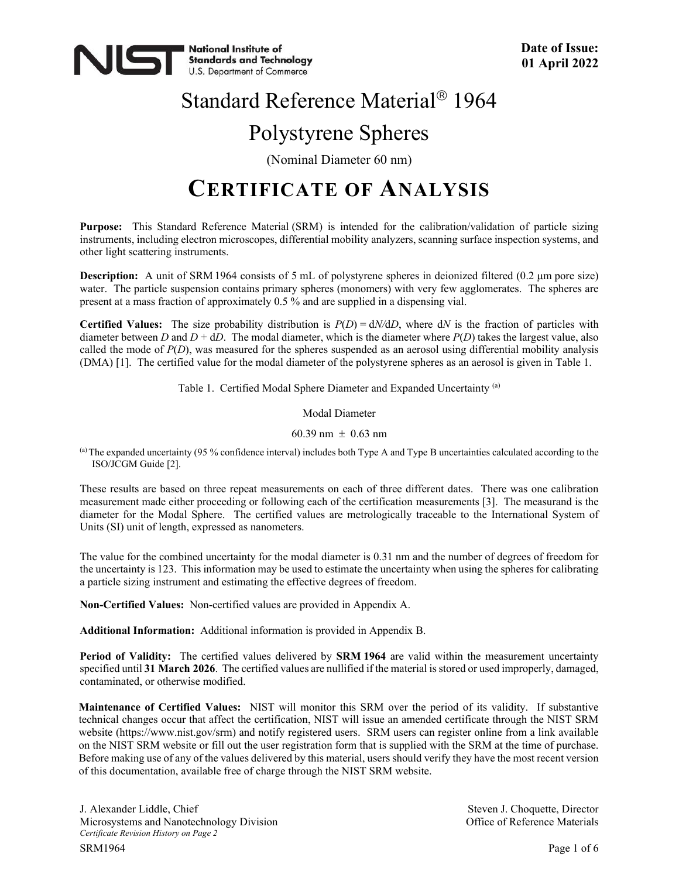**Date of Issue:**
**01 April 2022**

# Standard Reference Material® 1964

# Polystyrene Spheres

(Nominal Diameter 60 nm)

# CERTIFICATE OF ANALYSIS

**Purpose:** This Standard Reference Material (SRM) is intended for the calibration/validation of particle sizing instruments, including electron microscopes, differential mobility analyzers, scanning surface inspection systems, and other light scattering instruments.

**Description:** A unit of SRM 1964 consists of 5 mL of polystyrene spheres in deionized filtered (0.2 μm pore size) water. The particle suspension contains primary spheres (monomers) with very few agglomerates. The spheres are present at a mass fraction of approximately 0.5 % and are supplied in a dispensing vial.

**Certified Values:** The size probability distribution is $P(D) = dN/dD$, where $dN$ is the fraction of particles with diameter between $D$ and $D + dD$. The modal diameter, which is the diameter where $P(D)$ takes the largest value, also called the mode of $P(D)$, was measured for the spheres suspended as an aerosol using differential mobility analysis (DMA) [1]. The certified value for the modal diameter of the polystyrene spheres as an aerosol is given in Table 1.

Table 1. Certified Modal Sphere Diameter and Expanded Uncertainty [(a)]

| Modal Diameter |
| --- |
| 60.39 nm ± 0.63 nm |

[(a)] The expanded uncertainty (95 % confidence interval) includes both Type A and Type B uncertainties calculated according to the ISO/JCGM Guide [2].

These results are based on three repeat measurements on each of three different dates. There was one calibration measurement made either proceeding or following each of the certification measurements [3]. The measurand is the diameter for the Modal Sphere. The certified values are metrologically traceable to the International System of Units (SI) unit of length, expressed as nanometers.

The value for the combined uncertainty for the modal diameter is 0.31 nm and the number of degrees of freedom for the uncertainty is 123. This information may be used to estimate the uncertainty when using the spheres for calibrating a particle sizing instrument and estimating the effective degrees of freedom.

**Non-Certified Values:** Non-certified values are provided in Appendix A.

**Additional Information:** Additional information is provided in Appendix B.

**Period of Validity:** The certified values delivered by **SRM 1964** are valid within the measurement uncertainty specified until **31 March 2026**. The certified values are nullified if the material is stored or used improperly, damaged, contaminated, or otherwise modified.

**Maintenance of Certified Values:** NIST will monitor this SRM over the period of its validity. If substantive technical changes occur that affect the certification, NIST will issue an amended certificate through the NIST SRM website (https://www.nist.gov/srm) and notify registered users. SRM users can register online from a link available on the NIST SRM website or fill out the user registration form that is supplied with the SRM at the time of purchase. Before making use of any of the values delivered by this material, users should verify they have the most recent version of this documentation, available free of charge through the NIST SRM website.

J. Alexander Liddle, Chief
Microsystems and Nanotechnology Division

Steven J. Choquette, Director
Office of Reference Materials

*Certificate Revision History on Page 2*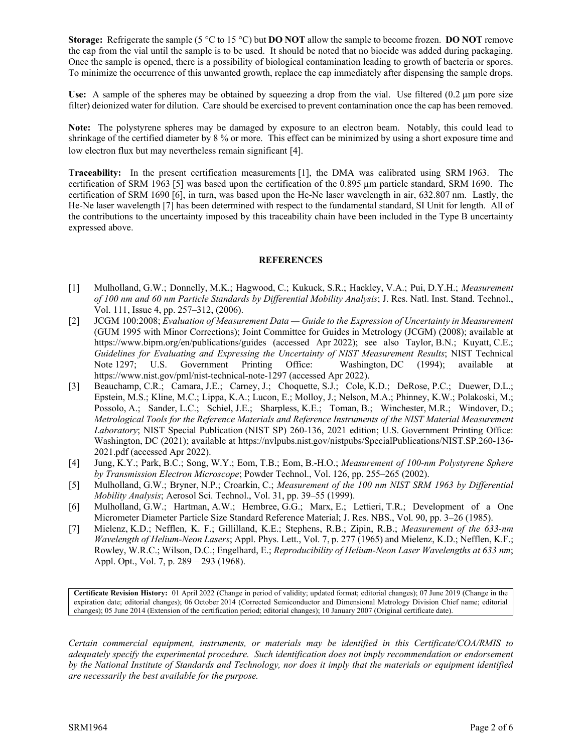**Storage:** Refrigerate the sample (5 °C to 15 °C) but **DO NOT** allow the sample to become frozen. **DO NOT** remove the cap from the vial until the sample is to be used. It should be noted that no biocide was added during packaging. Once the sample is opened, there is a possibility of biological contamination leading to growth of bacteria or spores. To minimize the occurrence of this unwanted growth, replace the cap immediately after dispensing the sample drops.

**Use:** A sample of the spheres may be obtained by squeezing a drop from the vial. Use filtered (0.2 µm pore size filter) deionized water for dilution. Care should be exercised to prevent contamination once the cap has been removed.

**Note:** The polystyrene spheres may be damaged by exposure to an electron beam. Notably, this could lead to shrinkage of the certified diameter by 8 % or more. This effect can be minimized by using a short exposure time and low electron flux but may nevertheless remain significant [4].

**Traceability:** In the present certification measurements [1], the DMA was calibrated using SRM 1963. The certification of SRM 1963 [5] was based upon the certification of the 0.895 µm particle standard, SRM 1690. The certification of SRM 1690 [6], in turn, was based upon the He-Ne laser wavelength in air, 632.807 nm. Lastly, the He-Ne laser wavelength [7] has been determined with respect to the fundamental standard, SI Unit for length. All of the contributions to the uncertainty imposed by this traceability chain have been included in the Type B uncertainty expressed above.

## REFERENCES

[1] Mulholland, G.W.; Donnelly, M.K.; Hagwood, C.; Kukuck, S.R.; Hackley, V.A.; Pui, D.Y.H.; *Measurement of 100 nm and 60 nm Particle Standards by Differential Mobility Analysis*; J. Res. Natl. Inst. Stand. Technol., Vol. 111, Issue 4, pp. 257–312, (2006).

[2] JCGM 100:2008; *Evaluation of Measurement Data — Guide to the Expression of Uncertainty in Measurement* (GUM 1995 with Minor Corrections); Joint Committee for Guides in Metrology (JCGM) (2008); available at https://www.bipm.org/en/publications/guides (accessed Apr 2022); see also Taylor, B.N.; Kuyatt, C.E.; *Guidelines for Evaluating and Expressing the Uncertainty of NIST Measurement Results*; NIST Technical Note 1297; U.S. Government Printing Office: Washington, DC (1994); available at https://www.nist.gov/pml/nist-technical-note-1297 (accessed Apr 2022).

[3] Beauchamp, C.R.; Camara, J.E.; Carney, J.; Choquette, S.J.; Cole, K.D.; DeRose, P.C.; Duewer, D.L.; Epstein, M.S.; Kline, M.C.; Lippa, K.A.; Lucon, E.; Molloy, J.; Nelson, M.A.; Phinney, K.W.; Polakoski, M.; Possolo, A.; Sander, L.C.; Schiel, J.E.; Sharpless, K.E.; Toman, B.; Winchester, M.R.; Windover, D.; *Metrological Tools for the Reference Materials and Reference Instruments of the NIST Material Measurement Laboratory*; NIST Special Publication (NIST SP) 260-136, 2021 edition; U.S. Government Printing Office: Washington, DC (2021); available at https://nvlpubs.nist.gov/nistpubs/SpecialPublications/NIST.SP.260-136-2021.pdf (accessed Apr 2022).

[4] Jung, K.Y.; Park, B.C.; Song, W.Y.; Eom, T.B.; Eom, B.-H.O.; *Measurement of 100-nm Polystyrene Sphere by Transmission Electron Microscope*; Powder Technol., Vol. 126, pp. 255–265 (2002).

[5] Mulholland, G.W.; Bryner, N.P.; Croarkin, C.; *Measurement of the 100 nm NIST SRM 1963 by Differential Mobility Analysis*; Aerosol Sci. Technol., Vol. 31, pp. 39–55 (1999).

[6] Mulholland, G.W.; Hartman, A.W.; Hembree, G.G.; Marx, E.; Lettieri, T.R.; Development of a One Micrometer Diameter Particle Size Standard Reference Material; J. Res. NBS., Vol. 90, pp. 3–26 (1985).

[7] Mielenz, K.D.; Nefflen, K. F.; Gillilland, K.E.; Stephens, R.B.; Zipin, R.B.; *Measurement of the 633-nm Wavelength of Helium-Neon Lasers*; Appl. Phys. Lett., Vol. 7, p. 277 (1965) and Mielenz, K.D.; Nefflen, K.F.; Rowley, W.R.C.; Wilson, D.C.; Engelhard, E.; *Reproducibility of Helium-Neon Laser Wavelengths at 633 nm*; Appl. Opt., Vol. 7, p. 289 – 293 (1968).

**Certificate Revision History:** 01 April 2022 (Change in period of validity; updated format; editorial changes); 07 June 2019 (Change in the expiration date; editorial changes); 06 October 2014 (Corrected Semiconductor and Dimensional Metrology Division Chief name; editorial changes); 05 June 2014 (Extension of the certification period; editorial changes); 10 January 2007 (Original certificate date).

*Certain commercial equipment, instruments, or materials may be identified in this Certificate/COA/RMIS to adequately specify the experimental procedure. Such identification does not imply recommendation or endorsement by the National Institute of Standards and Technology, nor does it imply that the materials or equipment identified are necessarily the best available for the purpose.*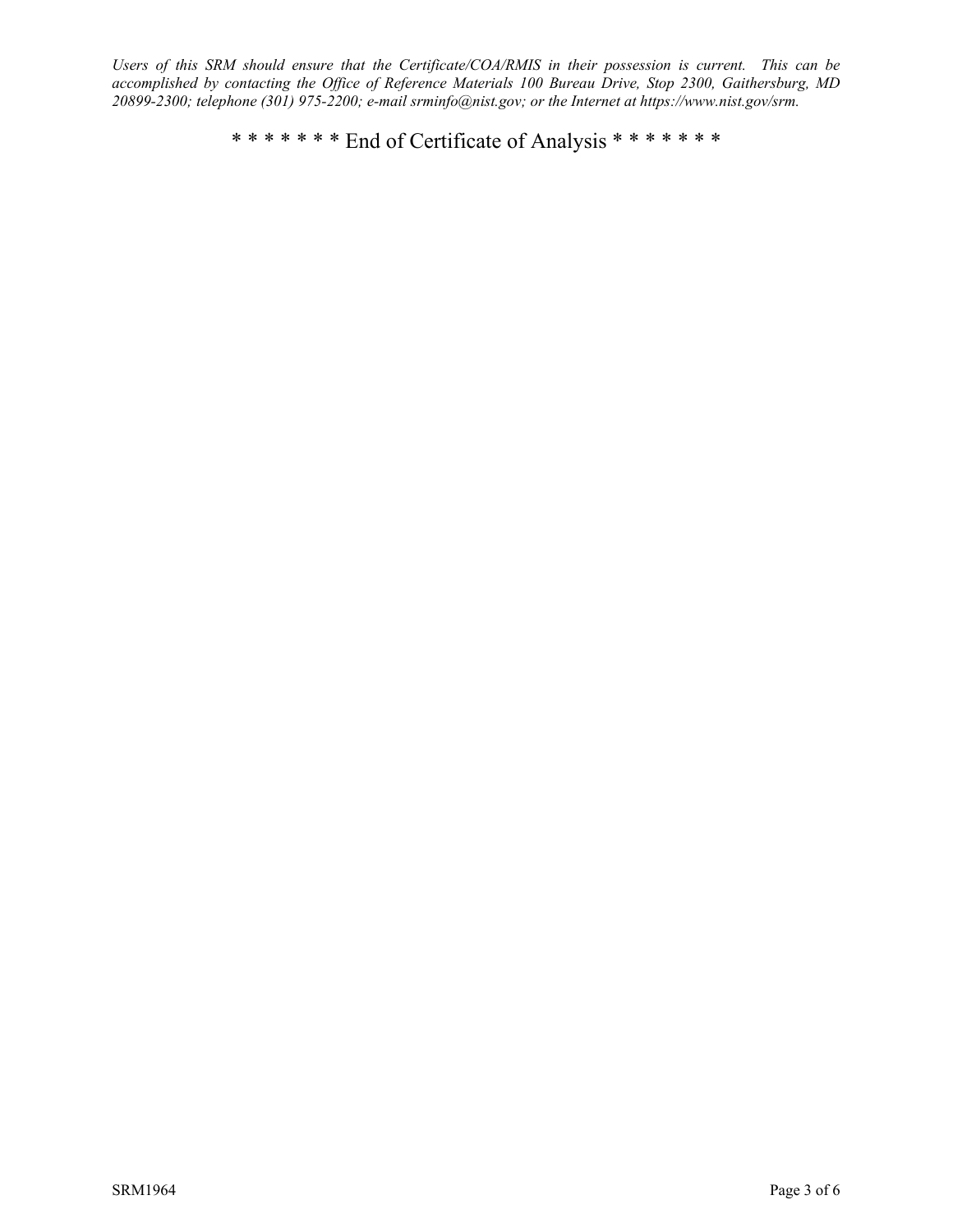*Users of this SRM should ensure that the Certificate/COA/RMIS in their possession is current. This can be accomplished by contacting the Office of Reference Materials 100 Bureau Drive, Stop 2300, Gaithersburg, MD 20899-2300; telephone (301) 975-2200; e-mail srminfo@nist.gov; or the Internet at https://www.nist.gov/srm.*

\* \* \* \* \* \* \* End of Certificate of Analysis \* \* \* \* \* \* \*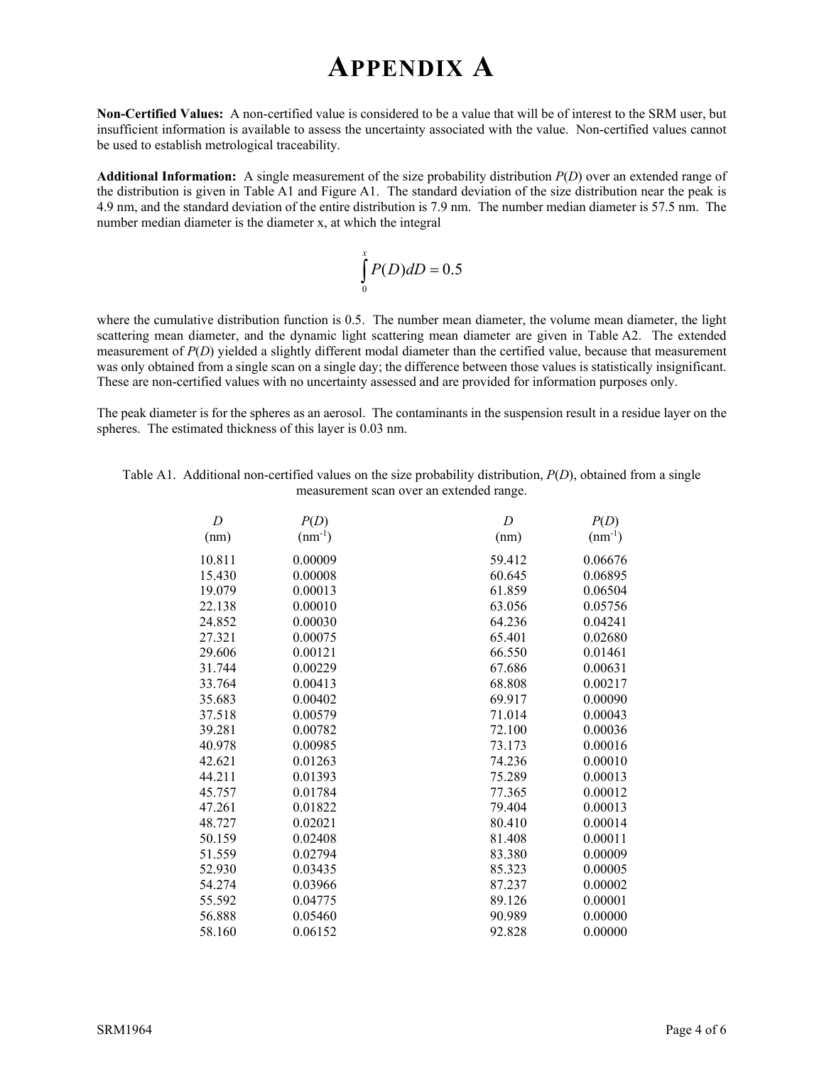# Appendix A

**Non-Certified Values:** A non-certified value is considered to be a value that will be of interest to the SRM user, but insufficient information is available to assess the uncertainty associated with the value. Non-certified values cannot be used to establish metrological traceability.

**Additional Information:** A single measurement of the size probability distribution *P*(*D*) over an extended range of the distribution is given in Table A1 and Figure A1. The standard deviation of the size distribution near the peak is 4.9 nm, and the standard deviation of the entire distribution is 7.9 nm. The number median diameter is 57.5 nm. The number median diameter is the diameter x, at which the integral

$$\int_0^x P(D)dD = 0.5$$

where the cumulative distribution function is 0.5. The number mean diameter, the volume mean diameter, the light scattering mean diameter, and the dynamic light scattering mean diameter are given in Table A2. The extended measurement of *P*(*D*) yielded a slightly different modal diameter than the certified value, because that measurement was only obtained from a single scan on a single day; the difference between those values is statistically insignificant. These are non-certified values with no uncertainty assessed and are provided for information purposes only.

The peak diameter is for the spheres as an aerosol. The contaminants in the suspension result in a residue layer on the spheres. The estimated thickness of this layer is 0.03 nm.

Table A1. Additional non-certified values on the size probability distribution, *P*(*D*), obtained from a single measurement scan over an extended range.

| *D* (nm) | *P*(*D*) ($nm^{-1}$) | *D* (nm) | *P*(*D*) ($nm^{-1}$) |
|---|---|---|---|
| 10.811 | 0.00009 | 59.412 | 0.06676 |
| 15.430 | 0.00008 | 60.645 | 0.06895 |
| 19.079 | 0.00013 | 61.859 | 0.06504 |
| 22.138 | 0.00010 | 63.056 | 0.05756 |
| 24.852 | 0.00030 | 64.236 | 0.04241 |
| 27.321 | 0.00075 | 65.401 | 0.02680 |
| 29.606 | 0.00121 | 66.550 | 0.01461 |
| 31.744 | 0.00229 | 67.686 | 0.00631 |
| 33.764 | 0.00413 | 68.808 | 0.00217 |
| 35.683 | 0.00402 | 69.917 | 0.00090 |
| 37.518 | 0.00579 | 71.014 | 0.00043 |
| 39.281 | 0.00782 | 72.100 | 0.00036 |
| 40.978 | 0.00985 | 73.173 | 0.00016 |
| 42.621 | 0.01263 | 74.236 | 0.00010 |
| 44.211 | 0.01393 | 75.289 | 0.00013 |
| 45.757 | 0.01784 | 77.365 | 0.00012 |
| 47.261 | 0.01822 | 79.404 | 0.00013 |
| 48.727 | 0.02021 | 80.410 | 0.00014 |
| 50.159 | 0.02408 | 81.408 | 0.00011 |
| 51.559 | 0.02794 | 83.380 | 0.00009 |
| 52.930 | 0.03435 | 85.323 | 0.00005 |
| 54.274 | 0.03966 | 87.237 | 0.00002 |
| 55.592 | 0.04775 | 89.126 | 0.00001 |
| 56.888 | 0.05460 | 90.989 | 0.00000 |
| 58.160 | 0.06152 | 92.828 | 0.00000 |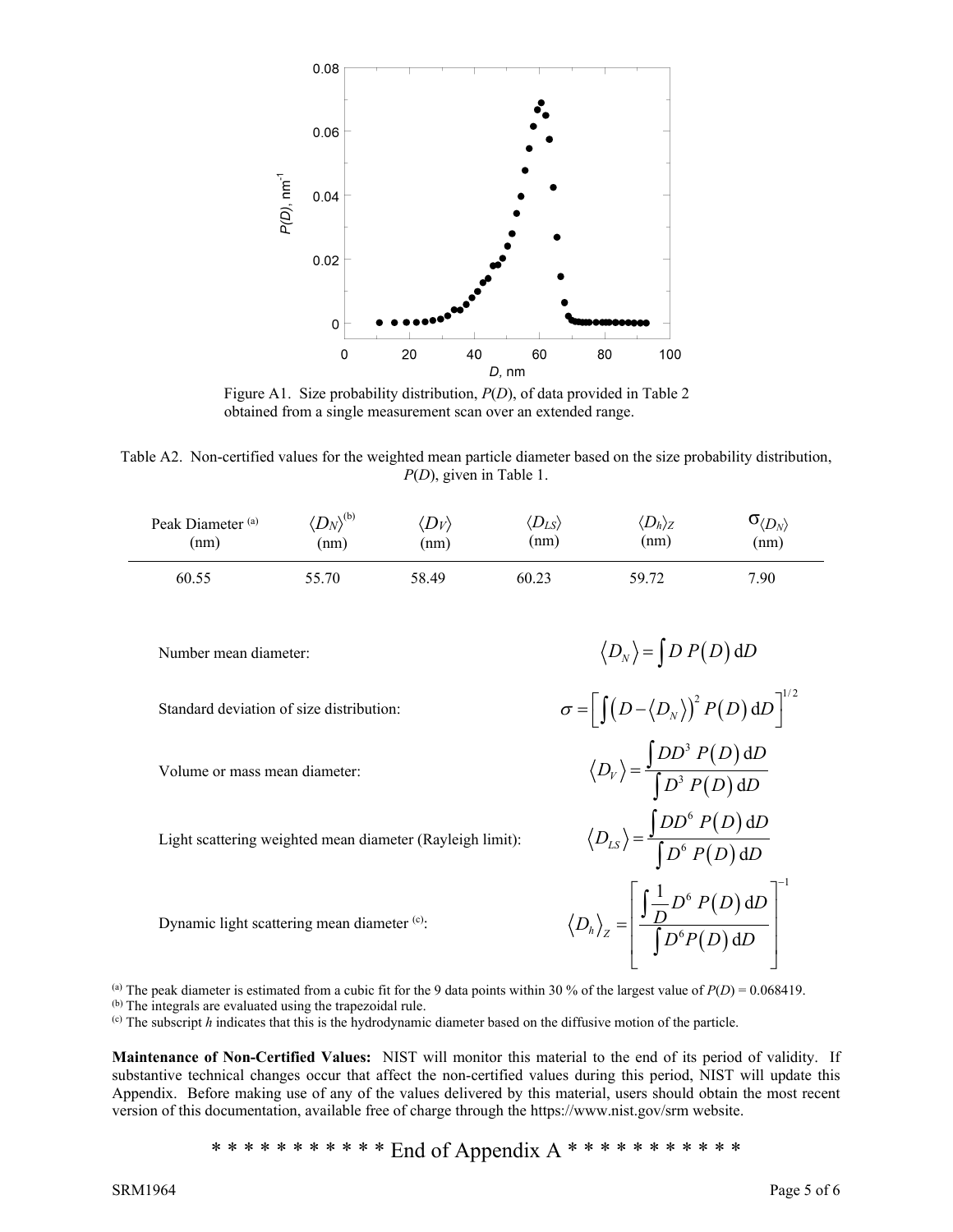Figure A1. Size probability distribution, $P(D)$, of data provided in Table 2 obtained from a single measurement scan over an extended range.

Table A2. Non-certified values for the weighted mean particle diameter based on the size probability distribution, $P(D)$, given in Table 1.

| Peak Diameter [(a)] (nm) | $\langle D_N \rangle$ [(b)] (nm) | $\langle D_V \rangle$ (nm) | $\langle D_{LS} \rangle$ (nm) | $\langle D_h \rangle_Z$ (nm) | $\sigma \langle D_N \rangle$ (nm) |
|---|---|---|---|---|---|
| 60.55 | 55.70 | 58.49 | 60.23 | 59.72 | 7.90 |

Number mean diameter:
$$\langle D_N \rangle = \int D \, P(D) \, \mathrm{d}D$$

Standard deviation of size distribution:
$$\sigma = \left[ \int \left( D - \langle D_N \rangle \right)^2 P(D) \, \mathrm{d}D \right]^{1/2}$$

Volume or mass mean diameter:
$$\langle D_V \rangle = \frac{\int D D^3 \, P(D) \, \mathrm{d}D}{\int D^3 \, P(D) \, \mathrm{d}D}$$

Light scattering weighted mean diameter (Rayleigh limit):
$$\langle D_{LS} \rangle = \frac{\int D D^6 \, P(D) \, \mathrm{d}D}{\int D^6 \, P(D) \, \mathrm{d}D}$$

Dynamic light scattering mean diameter [(c)]:
$$\langle D_h \rangle_Z = \left[ \frac{\int \frac{1}{D} D^6 \, P(D) \, \mathrm{d}D}{\int D^6 P(D) \, \mathrm{d}D} \right]^{-1}$$

[(a)] The peak diameter is estimated from a cubic fit for the 9 data points within 30 % of the largest value of $P(D) = 0.068419$.
[(b)] The integrals are evaluated using the trapezoidal rule.
[(c)] The subscript $h$ indicates that this is the hydrodynamic diameter based on the diffusive motion of the particle.

**Maintenance of Non-Certified Values:** NIST will monitor this material to the end of its period of validity. If substantive technical changes occur that affect the non-certified values during this period, NIST will update this Appendix. Before making use of any of the values delivered by this material, users should obtain the most recent version of this documentation, available free of charge through the https://www.nist.gov/srm website.

\* \* \* \* \* \* \* \* \* \* \* End of Appendix A \* \* \* \* \* \* \* \* \* \* \*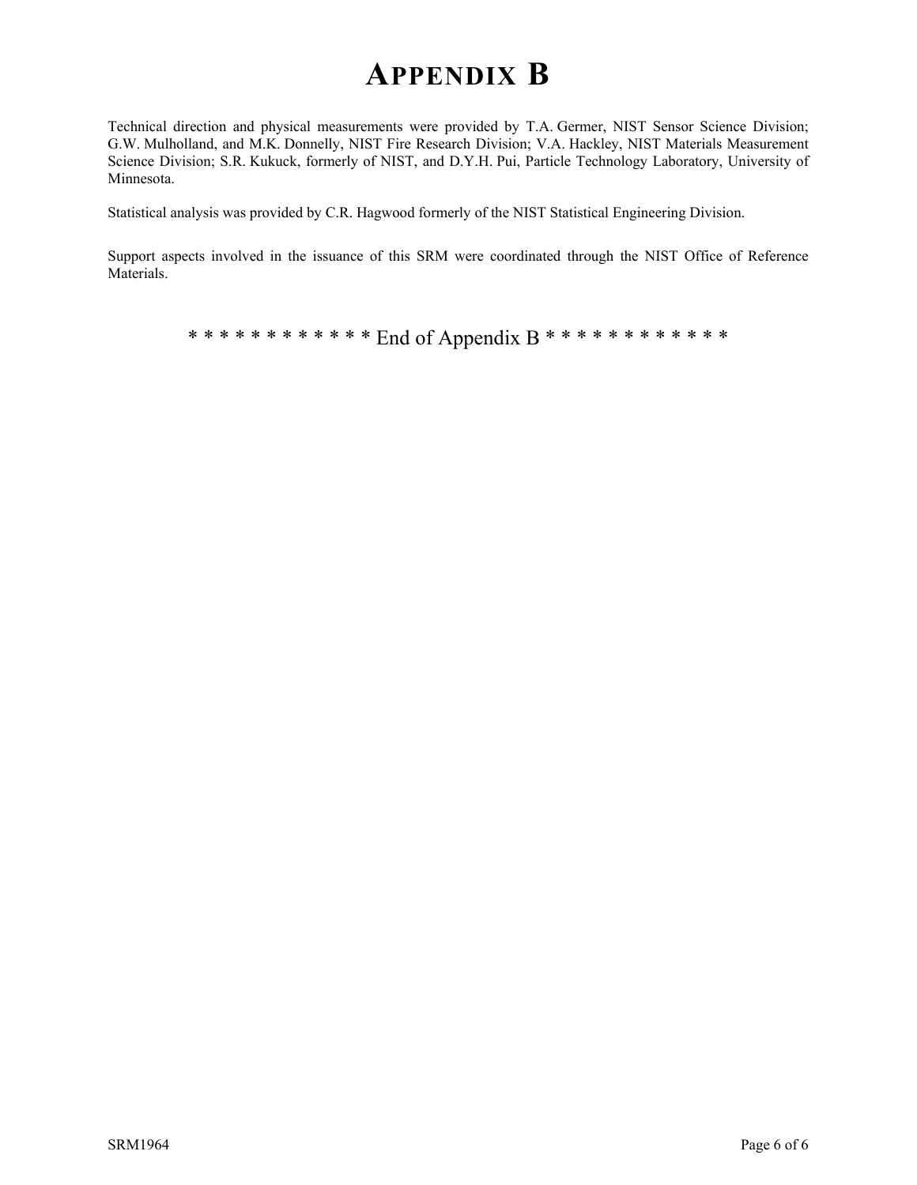# APPENDIX B

Technical direction and physical measurements were provided by T.A. Germer, NIST Sensor Science Division; G.W. Mulholland, and M.K. Donnelly, NIST Fire Research Division; V.A. Hackley, NIST Materials Measurement Science Division; S.R. Kukuck, formerly of NIST, and D.Y.H. Pui, Particle Technology Laboratory, University of Minnesota.

Statistical analysis was provided by C.R. Hagwood formerly of the NIST Statistical Engineering Division.

Support aspects involved in the issuance of this SRM were coordinated through the NIST Office of Reference Materials.

* * * * * * * * * * * * End of Appendix B * * * * * * * * * * * *